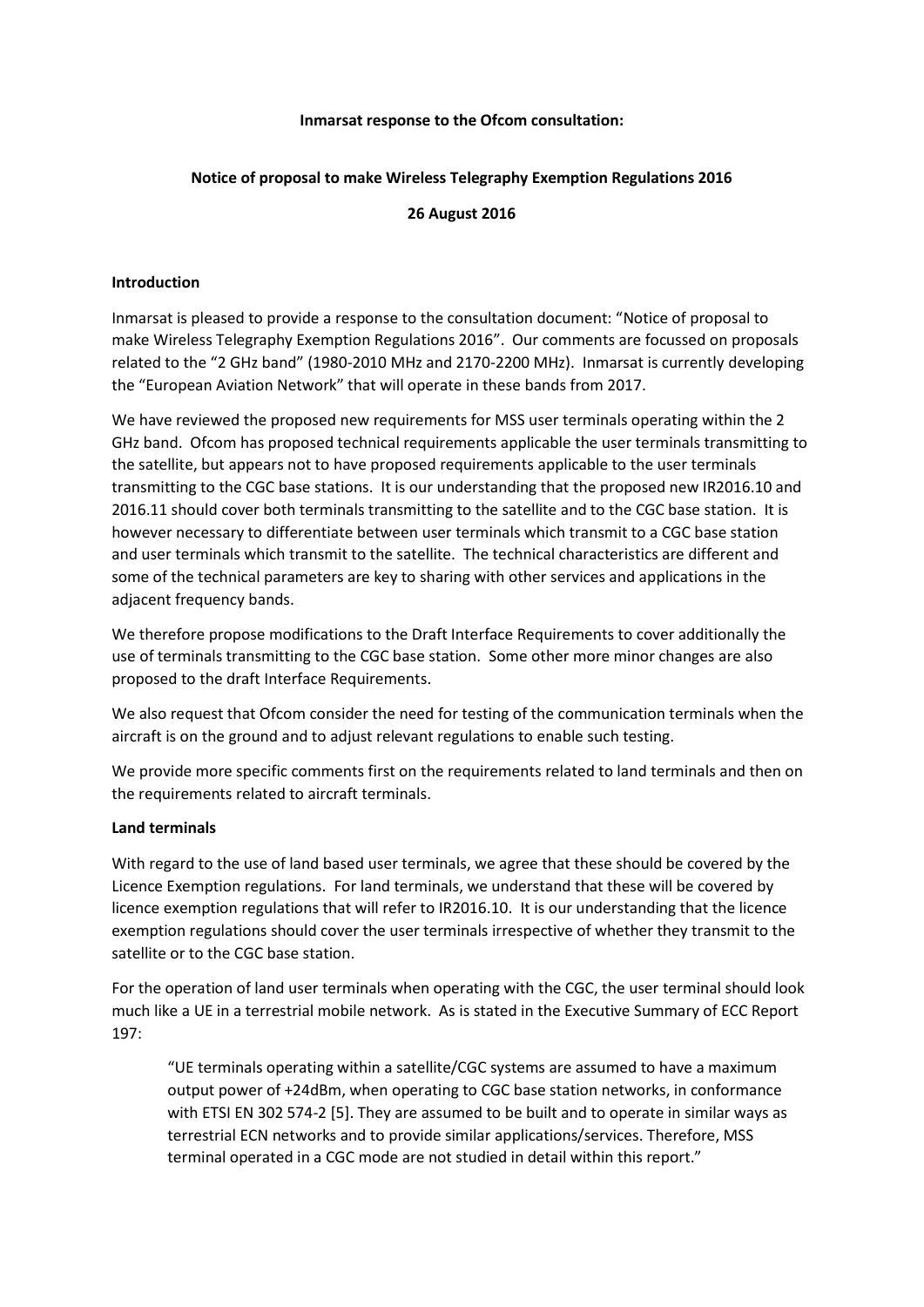**Inmarsat response to the Ofcom consultation:**

**Notice of proposal to make Wireless Telegraphy Exemption Regulations 2016**

**26 August 2016**

**Introduction**

Inmarsat is pleased to provide a response to the consultation document: "Notice of proposal to make Wireless Telegraphy Exemption Regulations 2016". Our comments are focussed on proposals related to the "2 GHz band" (1980-2010 MHz and 2170-2200 MHz). Inmarsat is currently developing the "European Aviation Network" that will operate in these bands from 2017.

We have reviewed the proposed new requirements for MSS user terminals operating within the 2 GHz band. Ofcom has proposed technical requirements applicable the user terminals transmitting to the satellite, but appears not to have proposed requirements applicable to the user terminals transmitting to the CGC base stations. It is our understanding that the proposed new IR2016.10 and 2016.11 should cover both terminals transmitting to the satellite and to the CGC base station. It is however necessary to differentiate between user terminals which transmit to a CGC base station and user terminals which transmit to the satellite. The technical characteristics are different and some of the technical parameters are key to sharing with other services and applications in the adjacent frequency bands.

We therefore propose modifications to the Draft Interface Requirements to cover additionally the use of terminals transmitting to the CGC base station. Some other more minor changes are also proposed to the draft Interface Requirements.

We also request that Ofcom consider the need for testing of the communication terminals when the aircraft is on the ground and to adjust relevant regulations to enable such testing.

We provide more specific comments first on the requirements related to land terminals and then on the requirements related to aircraft terminals.

**Land terminals**

With regard to the use of land based user terminals, we agree that these should be covered by the Licence Exemption regulations. For land terminals, we understand that these will be covered by licence exemption regulations that will refer to IR2016.10. It is our understanding that the licence exemption regulations should cover the user terminals irrespective of whether they transmit to the satellite or to the CGC base station.

For the operation of land user terminals when operating with the CGC, the user terminal should look much like a UE in a terrestrial mobile network. As is stated in the Executive Summary of ECC Report 197:

> "UE terminals operating within a satellite/CGC systems are assumed to have a maximum output power of +24dBm, when operating to CGC base station networks, in conformance with ETSI EN 302 574-2 [5]. They are assumed to be built and to operate in similar ways as terrestrial ECN networks and to provide similar applications/services. Therefore, MSS terminal operated in a CGC mode are not studied in detail within this report."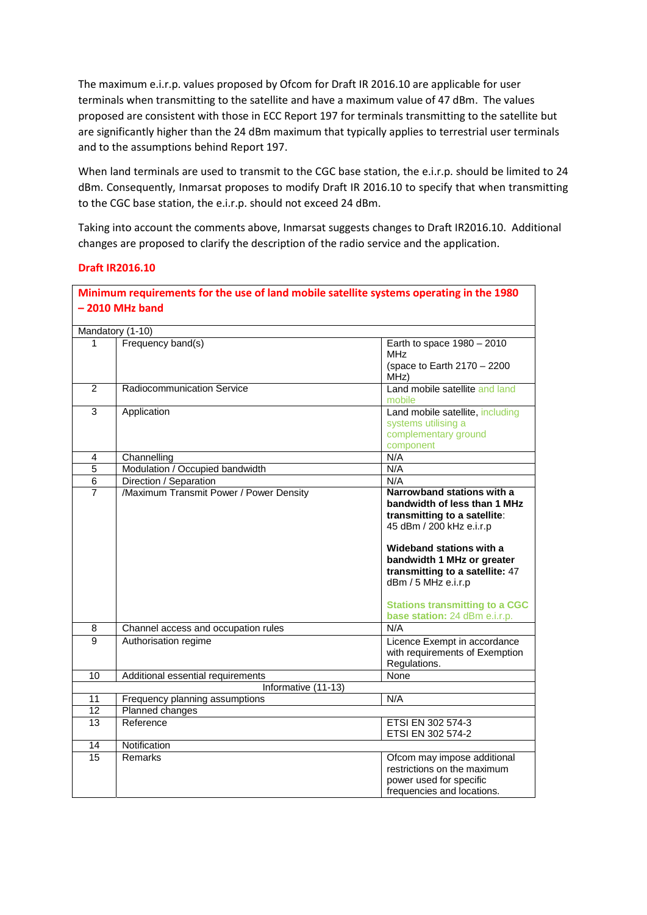The maximum e.i.r.p. values proposed by Ofcom for Draft IR 2016.10 are applicable for user terminals when transmitting to the satellite and have a maximum value of 47 dBm. The values proposed are consistent with those in ECC Report 197 for terminals transmitting to the satellite but are significantly higher than the 24 dBm maximum that typically applies to terrestrial user terminals and to the assumptions behind Report 197.

When land terminals are used to transmit to the CGC base station, the e.i.r.p. should be limited to 24 dBm. Consequently, Inmarsat proposes to modify Draft IR 2016.10 to specify that when transmitting to the CGC base station, the e.i.r.p. should not exceed 24 dBm.

Taking into account the comments above, Inmarsat suggests changes to Draft IR2016.10. Additional changes are proposed to clarify the description of the radio service and the application.

**Draft IR2016.10**

| **Minimum requirements for the use of land mobile satellite systems operating in the 1980 – 2010 MHz band** | | |
|---|---|---|
| Mandatory (1-10) | | |
| 1 | Frequency band(s) | Earth to space 1980 – 2010 MHz<br>(space to Earth 2170 – 2200 MHz) |
| 2 | Radiocommunication Service | Land mobile satellite and land mobile |
| 3 | Application | Land mobile satellite, including systems utilising a complementary ground component |
| 4 | Channelling | N/A |
| 5 | Modulation / Occupied bandwidth | N/A |
| 6 | Direction / Separation | N/A |
| 7 | /Maximum Transmit Power / Power Density | **Narrowband stations with a bandwidth of less than 1 MHz transmitting to a satellite**:<br>45 dBm / 200 kHz e.i.r.p<br><br>**Wideband stations with a bandwidth 1 MHz or greater transmitting to a satellite:** 47 dBm / 5 MHz e.i.r.p<br><br>**Stations transmitting to a CGC base station:** 24 dBm e.i.r.p. |
| 8 | Channel access and occupation rules | N/A |
| 9 | Authorisation regime | Licence Exempt in accordance with requirements of Exemption Regulations. |
| 10 | Additional essential requirements | None |
| Informative (11-13) | | |
| 11 | Frequency planning assumptions | N/A |
| 12 | Planned changes | |
| 13 | Reference | ETSI EN 302 574-3<br>ETSI EN 302 574-2 |
| 14 | Notification | |
| 15 | Remarks | Ofcom may impose additional restrictions on the maximum power used for specific frequencies and locations. |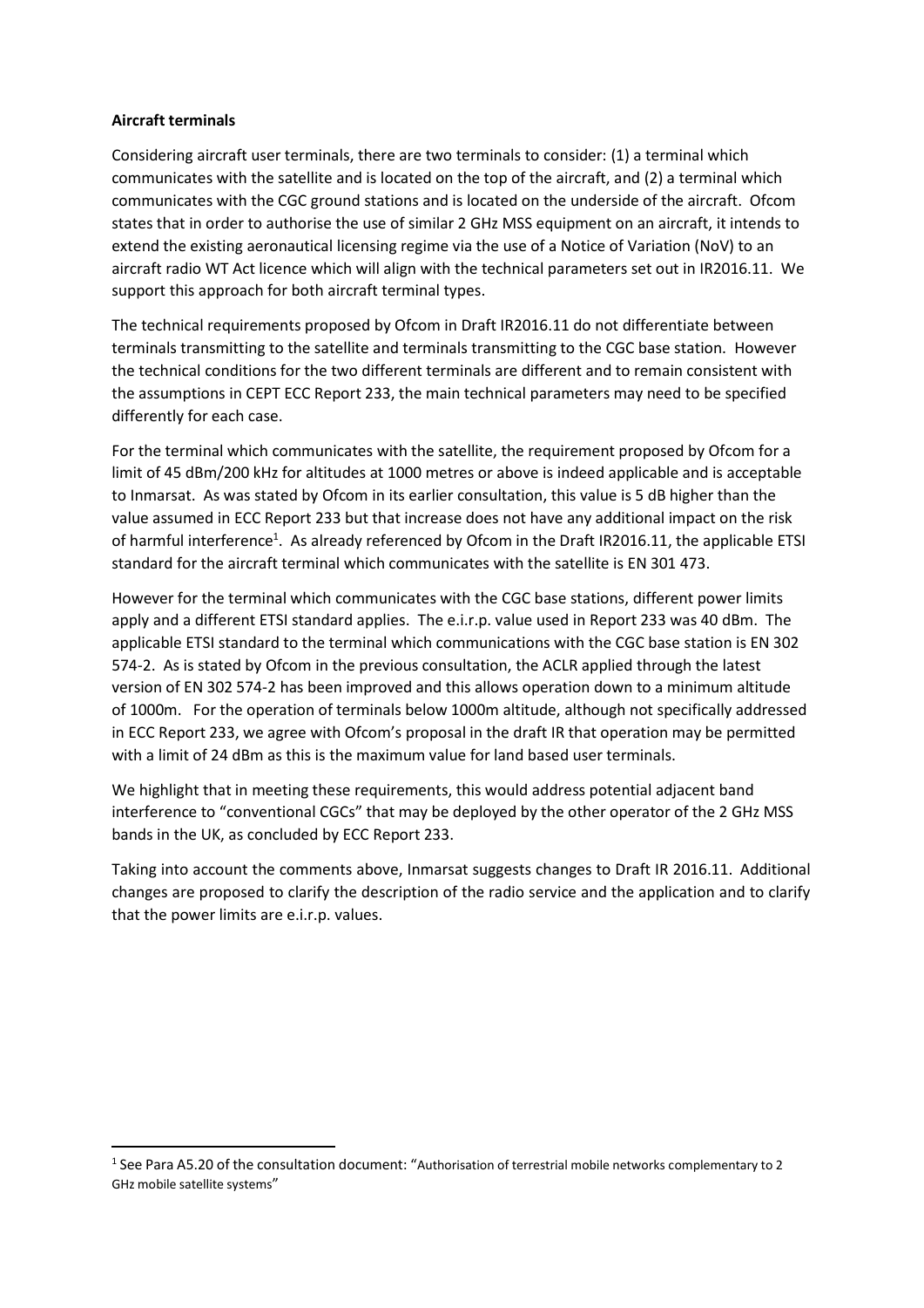**Aircraft terminals**

Considering aircraft user terminals, there are two terminals to consider: (1) a terminal which communicates with the satellite and is located on the top of the aircraft, and (2) a terminal which communicates with the CGC ground stations and is located on the underside of the aircraft. Ofcom states that in order to authorise the use of similar 2 GHz MSS equipment on an aircraft, it intends to extend the existing aeronautical licensing regime via the use of a Notice of Variation (NoV) to an aircraft radio WT Act licence which will align with the technical parameters set out in IR2016.11. We support this approach for both aircraft terminal types.

The technical requirements proposed by Ofcom in Draft IR2016.11 do not differentiate between terminals transmitting to the satellite and terminals transmitting to the CGC base station. However the technical conditions for the two different terminals are different and to remain consistent with the assumptions in CEPT ECC Report 233, the main technical parameters may need to be specified differently for each case.

For the terminal which communicates with the satellite, the requirement proposed by Ofcom for a limit of 45 dBm/200 kHz for altitudes at 1000 metres or above is indeed applicable and is acceptable to Inmarsat. As was stated by Ofcom in its earlier consultation, this value is 5 dB higher than the value assumed in ECC Report 233 but that increase does not have any additional impact on the risk of harmful interference[1]. As already referenced by Ofcom in the Draft IR2016.11, the applicable ETSI standard for the aircraft terminal which communicates with the satellite is EN 301 473.

However for the terminal which communicates with the CGC base stations, different power limits apply and a different ETSI standard applies. The e.i.r.p. value used in Report 233 was 40 dBm. The applicable ETSI standard to the terminal which communications with the CGC base station is EN 302 574-2. As is stated by Ofcom in the previous consultation, the ACLR applied through the latest version of EN 302 574-2 has been improved and this allows operation down to a minimum altitude of 1000m. For the operation of terminals below 1000m altitude, although not specifically addressed in ECC Report 233, we agree with Ofcom's proposal in the draft IR that operation may be permitted with a limit of 24 dBm as this is the maximum value for land based user terminals.

We highlight that in meeting these requirements, this would address potential adjacent band interference to "conventional CGCs" that may be deployed by the other operator of the 2 GHz MSS bands in the UK, as concluded by ECC Report 233.

Taking into account the comments above, Inmarsat suggests changes to Draft IR 2016.11. Additional changes are proposed to clarify the description of the radio service and the application and to clarify that the power limits are e.i.r.p. values.

---

[1] See Para A5.20 of the consultation document: "Authorisation of terrestrial mobile networks complementary to 2 GHz mobile satellite systems"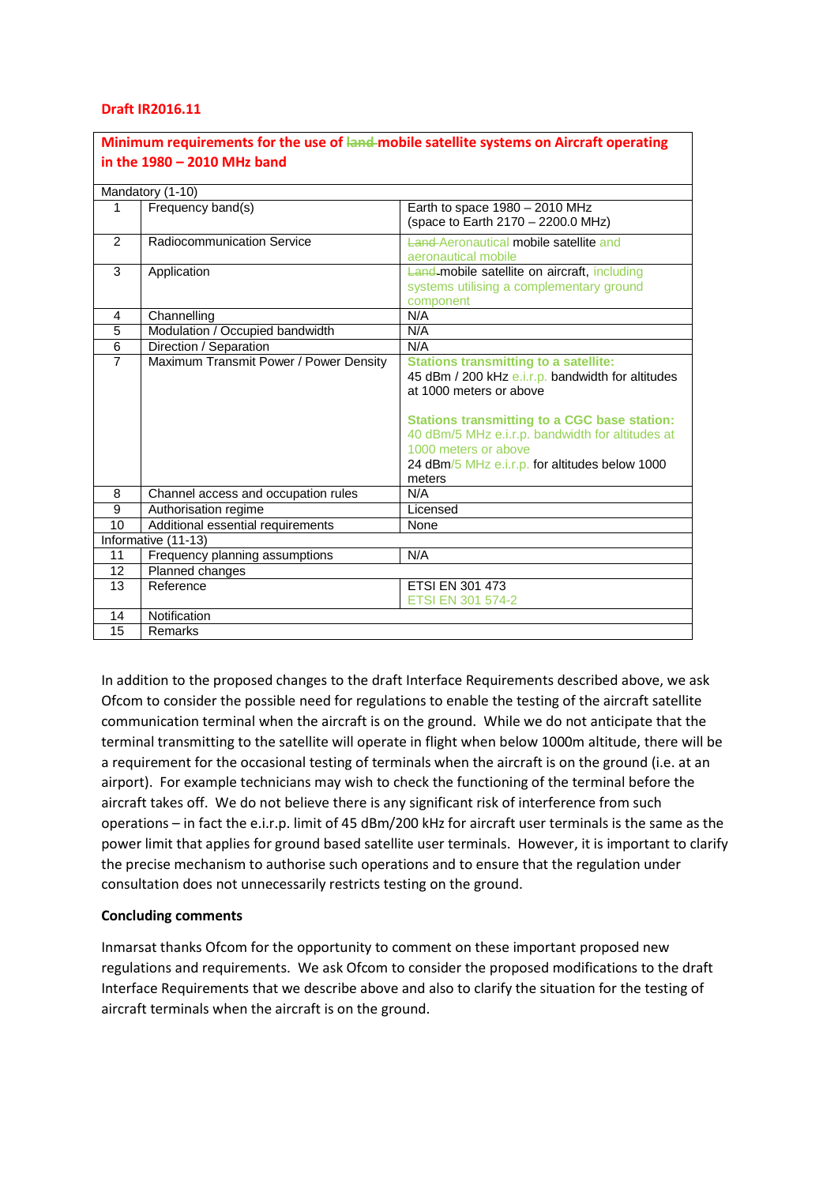**Draft IR2016.11**

| | | |
|---|---|---|
| **Minimum requirements for the use of ~~land~~ mobile satellite systems on Aircraft operating in the 1980 – 2010 MHz band** | | |
| Mandatory (1-10) | | |
| 1 | Frequency band(s) | Earth to space 1980 – 2010 MHz (space to Earth 2170 – 2200.0 MHz) |
| 2 | Radiocommunication Service | ~~Land~~ Aeronautical mobile satellite and aeronautical mobile |
| 3 | Application | ~~Land~~ mobile satellite on aircraft, including systems utilising a complementary ground component |
| 4 | Channelling | N/A |
| 5 | Modulation / Occupied bandwidth | N/A |
| 6 | Direction / Separation | N/A |
| 7 | Maximum Transmit Power / Power Density | **Stations transmitting to a satellite:** 45 dBm / 200 kHz e.i.r.p. bandwidth for altitudes at 1000 meters or above<br><br>**Stations transmitting to a CGC base station:** 40 dBm/5 MHz e.i.r.p. bandwidth for altitudes at 1000 meters or above<br>24 dBm/5 MHz e.i.r.p. for altitudes below 1000 meters |
| 8 | Channel access and occupation rules | N/A |
| 9 | Authorisation regime | Licensed |
| 10 | Additional essential requirements | None |
| Informative (11-13) | | |
| 11 | Frequency planning assumptions | N/A |
| 12 | Planned changes | |
| 13 | Reference | ETSI EN 301 473<br>ETSI EN 301 574-2 |
| 14 | Notification | |
| 15 | Remarks | |

In addition to the proposed changes to the draft Interface Requirements described above, we ask Ofcom to consider the possible need for regulations to enable the testing of the aircraft satellite communication terminal when the aircraft is on the ground. While we do not anticipate that the terminal transmitting to the satellite will operate in flight when below 1000m altitude, there will be a requirement for the occasional testing of terminals when the aircraft is on the ground (i.e. at an airport). For example technicians may wish to check the functioning of the terminal before the aircraft takes off. We do not believe there is any significant risk of interference from such operations – in fact the e.i.r.p. limit of 45 dBm/200 kHz for aircraft user terminals is the same as the power limit that applies for ground based satellite user terminals. However, it is important to clarify the precise mechanism to authorise such operations and to ensure that the regulation under consultation does not unnecessarily restricts testing on the ground.

**Concluding comments**

Inmarsat thanks Ofcom for the opportunity to comment on these important proposed new regulations and requirements. We ask Ofcom to consider the proposed modifications to the draft Interface Requirements that we describe above and also to clarify the situation for the testing of aircraft terminals when the aircraft is on the ground.